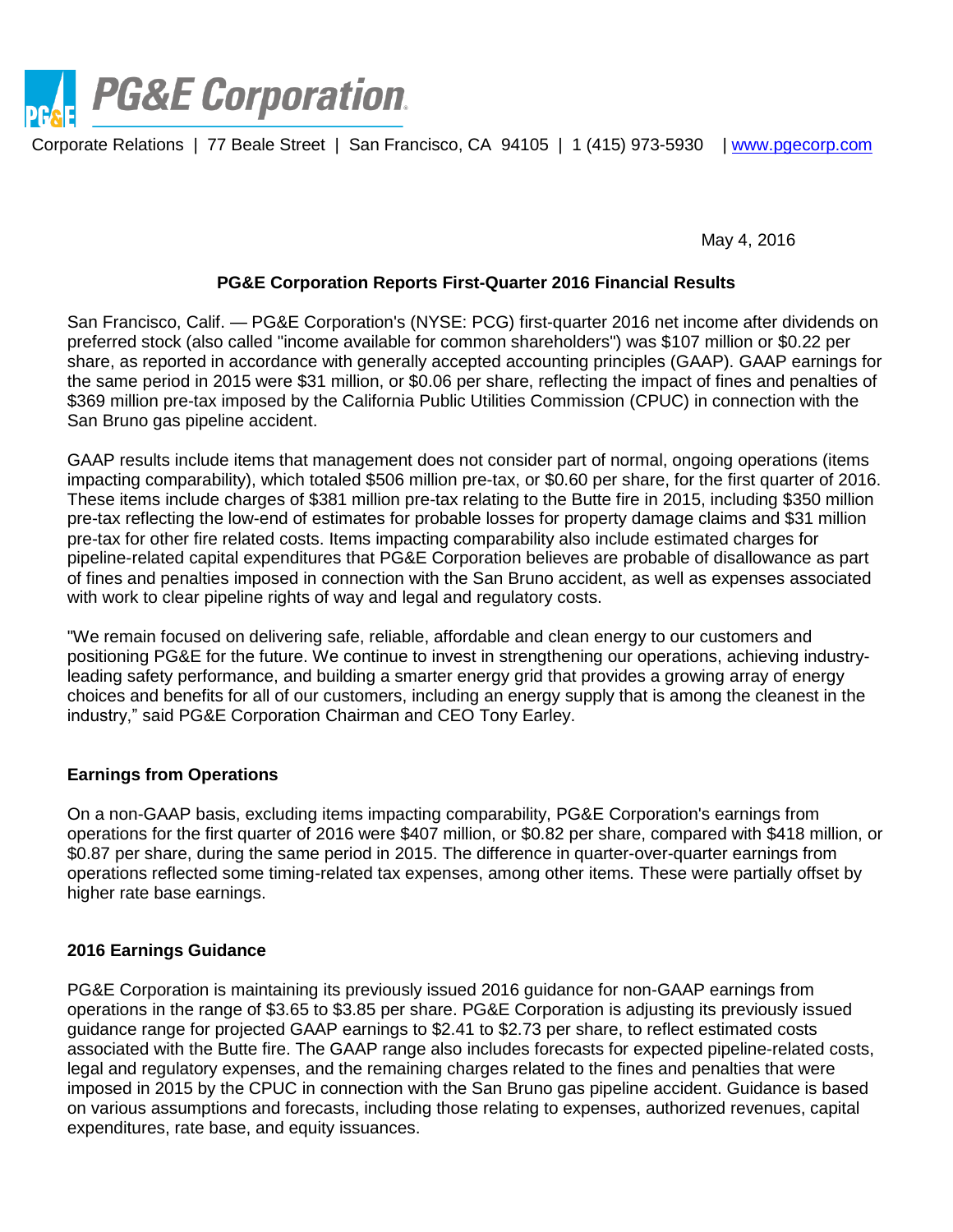# PG&E Corporation

Corporate Relations | 77 Beale Street | San Francisco, CA 94105 | 1 (415) 973-5930 | www.pgecorp.com

May 4, 2016

**PG&E Corporation Reports First-Quarter 2016 Financial Results**

San Francisco, Calif. — PG&E Corporation's (NYSE: PCG) first-quarter 2016 net income after dividends on preferred stock (also called "income available for common shareholders") was $107 million or $0.22 per share, as reported in accordance with generally accepted accounting principles (GAAP). GAAP earnings for the same period in 2015 were $31 million, or $0.06 per share, reflecting the impact of fines and penalties of $369 million pre-tax imposed by the California Public Utilities Commission (CPUC) in connection with the San Bruno gas pipeline accident.

GAAP results include items that management does not consider part of normal, ongoing operations (items impacting comparability), which totaled $506 million pre-tax, or $0.60 per share, for the first quarter of 2016. These items include charges of $381 million pre-tax relating to the Butte fire in 2015, including $350 million pre-tax reflecting the low-end of estimates for probable losses for property damage claims and $31 million pre-tax for other fire related costs. Items impacting comparability also include estimated charges for pipeline-related capital expenditures that PG&E Corporation believes are probable of disallowance as part of fines and penalties imposed in connection with the San Bruno accident, as well as expenses associated with work to clear pipeline rights of way and legal and regulatory costs.

"We remain focused on delivering safe, reliable, affordable and clean energy to our customers and positioning PG&E for the future. We continue to invest in strengthening our operations, achieving industry-leading safety performance, and building a smarter energy grid that provides a growing array of energy choices and benefits for all of our customers, including an energy supply that is among the cleanest in the industry," said PG&E Corporation Chairman and CEO Tony Earley.

## Earnings from Operations

On a non-GAAP basis, excluding items impacting comparability, PG&E Corporation's earnings from operations for the first quarter of 2016 were $407 million, or $0.82 per share, compared with $418 million, or $0.87 per share, during the same period in 2015. The difference in quarter-over-quarter earnings from operations reflected some timing-related tax expenses, among other items. These were partially offset by higher rate base earnings.

## 2016 Earnings Guidance

PG&E Corporation is maintaining its previously issued 2016 guidance for non-GAAP earnings from operations in the range of $3.65 to $3.85 per share. PG&E Corporation is adjusting its previously issued guidance range for projected GAAP earnings to $2.41 to $2.73 per share, to reflect estimated costs associated with the Butte fire. The GAAP range also includes forecasts for expected pipeline-related costs, legal and regulatory expenses, and the remaining charges related to the fines and penalties that were imposed in 2015 by the CPUC in connection with the San Bruno gas pipeline accident. Guidance is based on various assumptions and forecasts, including those relating to expenses, authorized revenues, capital expenditures, rate base, and equity issuances.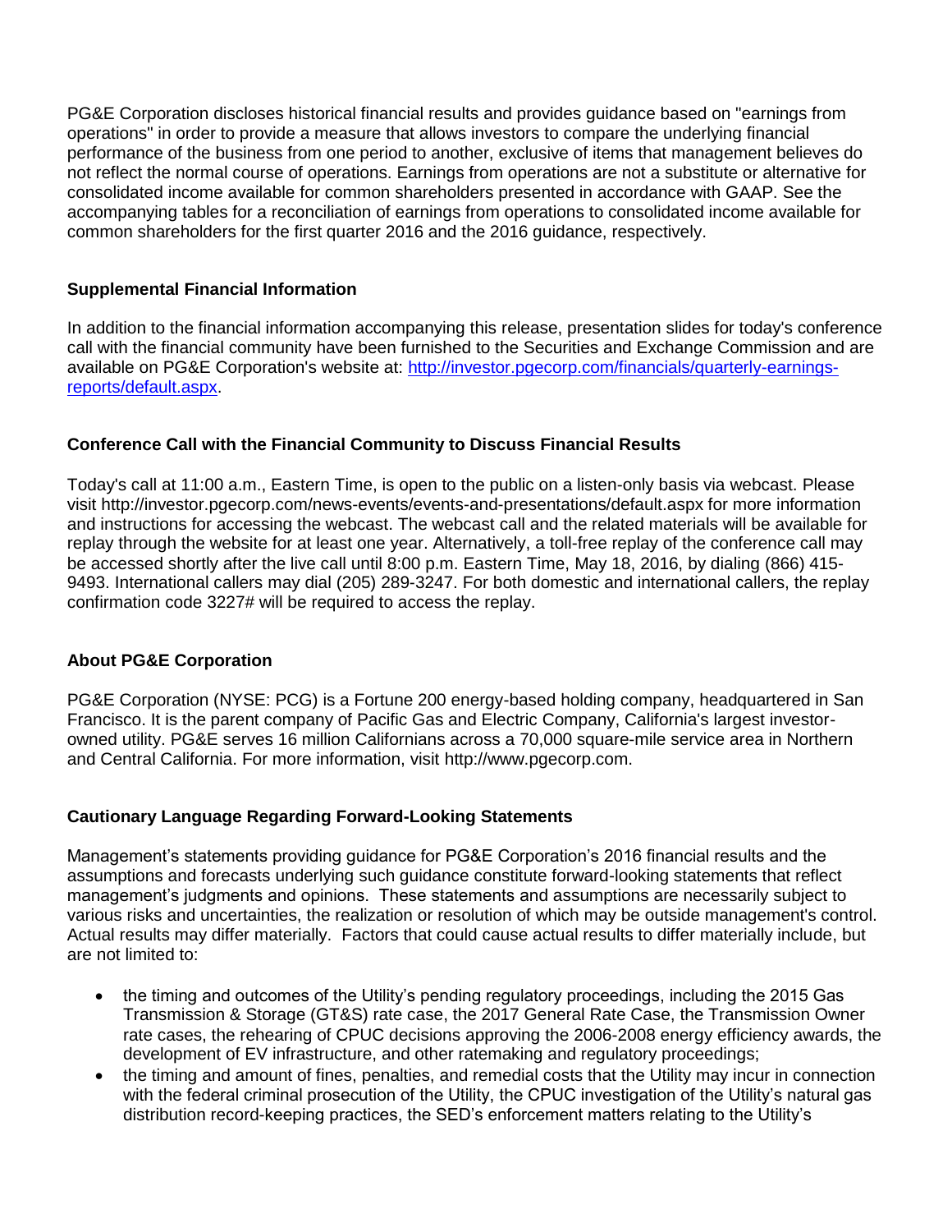PG&E Corporation discloses historical financial results and provides guidance based on "earnings from operations" in order to provide a measure that allows investors to compare the underlying financial performance of the business from one period to another, exclusive of items that management believes do not reflect the normal course of operations. Earnings from operations are not a substitute or alternative for consolidated income available for common shareholders presented in accordance with GAAP. See the accompanying tables for a reconciliation of earnings from operations to consolidated income available for common shareholders for the first quarter 2016 and the 2016 guidance, respectively.

**Supplemental Financial Information**

In addition to the financial information accompanying this release, presentation slides for today's conference call with the financial community have been furnished to the Securities and Exchange Commission and are available on PG&E Corporation's website at: http://investor.pgecorp.com/financials/quarterly-earnings-reports/default.aspx.

**Conference Call with the Financial Community to Discuss Financial Results**

Today's call at 11:00 a.m., Eastern Time, is open to the public on a listen-only basis via webcast. Please visit http://investor.pgecorp.com/news-events/events-and-presentations/default.aspx for more information and instructions for accessing the webcast. The webcast call and the related materials will be available for replay through the website for at least one year. Alternatively, a toll-free replay of the conference call may be accessed shortly after the live call until 8:00 p.m. Eastern Time, May 18, 2016, by dialing (866) 415-9493. International callers may dial (205) 289-3247. For both domestic and international callers, the replay confirmation code 3227# will be required to access the replay.

**About PG&E Corporation**

PG&E Corporation (NYSE: PCG) is a Fortune 200 energy-based holding company, headquartered in San Francisco. It is the parent company of Pacific Gas and Electric Company, California's largest investor-owned utility. PG&E serves 16 million Californians across a 70,000 square-mile service area in Northern and Central California. For more information, visit http://www.pgecorp.com.

**Cautionary Language Regarding Forward-Looking Statements**

Management's statements providing guidance for PG&E Corporation's 2016 financial results and the assumptions and forecasts underlying such guidance constitute forward-looking statements that reflect management's judgments and opinions. These statements and assumptions are necessarily subject to various risks and uncertainties, the realization or resolution of which may be outside management's control. Actual results may differ materially. Factors that could cause actual results to differ materially include, but are not limited to:

- the timing and outcomes of the Utility's pending regulatory proceedings, including the 2015 Gas Transmission & Storage (GT&S) rate case, the 2017 General Rate Case, the Transmission Owner rate cases, the rehearing of CPUC decisions approving the 2006-2008 energy efficiency awards, the development of EV infrastructure, and other ratemaking and regulatory proceedings;
- the timing and amount of fines, penalties, and remedial costs that the Utility may incur in connection with the federal criminal prosecution of the Utility, the CPUC investigation of the Utility's natural gas distribution record-keeping practices, the SED's enforcement matters relating to the Utility's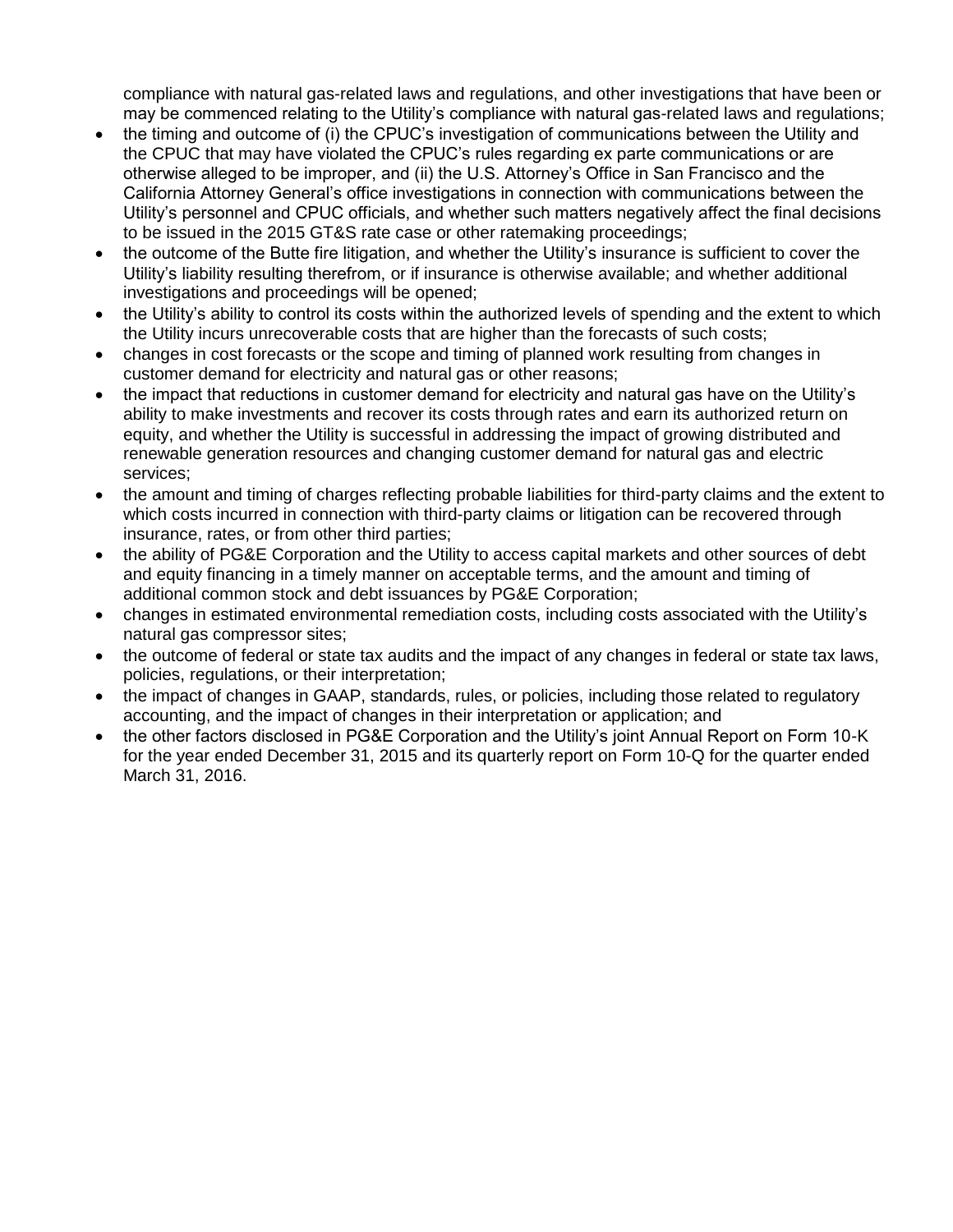compliance with natural gas-related laws and regulations, and other investigations that have been or may be commenced relating to the Utility's compliance with natural gas-related laws and regulations;

- the timing and outcome of (i) the CPUC's investigation of communications between the Utility and the CPUC that may have violated the CPUC's rules regarding ex parte communications or are otherwise alleged to be improper, and (ii) the U.S. Attorney's Office in San Francisco and the California Attorney General's office investigations in connection with communications between the Utility's personnel and CPUC officials, and whether such matters negatively affect the final decisions to be issued in the 2015 GT&S rate case or other ratemaking proceedings;
- the outcome of the Butte fire litigation, and whether the Utility's insurance is sufficient to cover the Utility's liability resulting therefrom, or if insurance is otherwise available; and whether additional investigations and proceedings will be opened;
- the Utility's ability to control its costs within the authorized levels of spending and the extent to which the Utility incurs unrecoverable costs that are higher than the forecasts of such costs;
- changes in cost forecasts or the scope and timing of planned work resulting from changes in customer demand for electricity and natural gas or other reasons;
- the impact that reductions in customer demand for electricity and natural gas have on the Utility's ability to make investments and recover its costs through rates and earn its authorized return on equity, and whether the Utility is successful in addressing the impact of growing distributed and renewable generation resources and changing customer demand for natural gas and electric services;
- the amount and timing of charges reflecting probable liabilities for third-party claims and the extent to which costs incurred in connection with third-party claims or litigation can be recovered through insurance, rates, or from other third parties;
- the ability of PG&E Corporation and the Utility to access capital markets and other sources of debt and equity financing in a timely manner on acceptable terms, and the amount and timing of additional common stock and debt issuances by PG&E Corporation;
- changes in estimated environmental remediation costs, including costs associated with the Utility's natural gas compressor sites;
- the outcome of federal or state tax audits and the impact of any changes in federal or state tax laws, policies, regulations, or their interpretation;
- the impact of changes in GAAP, standards, rules, or policies, including those related to regulatory accounting, and the impact of changes in their interpretation or application; and
- the other factors disclosed in PG&E Corporation and the Utility's joint Annual Report on Form 10-K for the year ended December 31, 2015 and its quarterly report on Form 10-Q for the quarter ended March 31, 2016.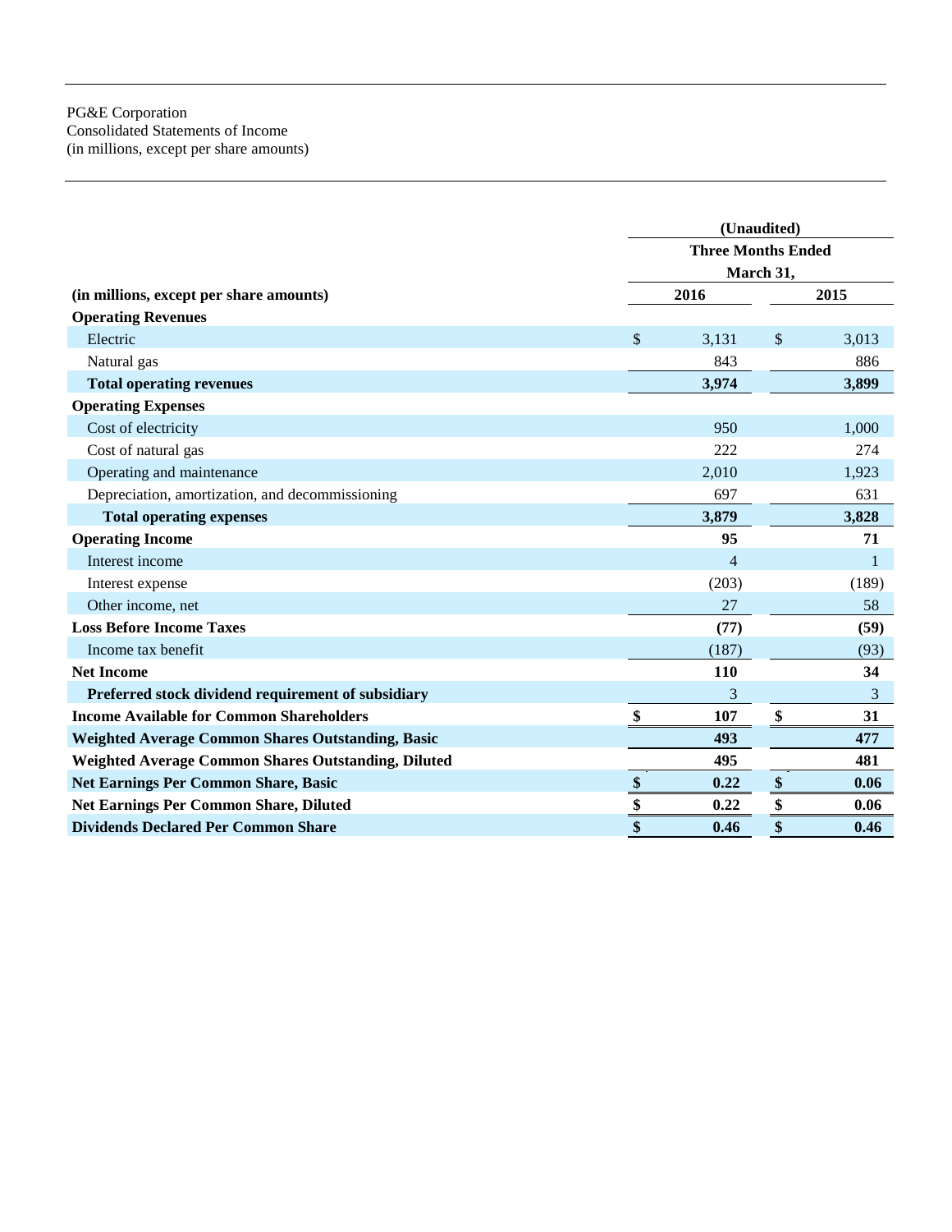PG&E Corporation
Consolidated Statements of Income
(in millions, except per share amounts)

| | (Unaudited) | |
|---|---|---|
| | Three Months Ended March 31, | |
| **(in millions, except per share amounts)** | **2016** | **2015** |
| **Operating Revenues** | | |
| Electric | $ 3,131 | $ 3,013 |
| Natural gas | 843 | 886 |
| **Total operating revenues** | **3,974** | **3,899** |
| **Operating Expenses** | | |
| Cost of electricity | 950 | 1,000 |
| Cost of natural gas | 222 | 274 |
| Operating and maintenance | 2,010 | 1,923 |
| Depreciation, amortization, and decommissioning | 697 | 631 |
| **Total operating expenses** | **3,879** | **3,828** |
| **Operating Income** | **95** | **71** |
| Interest income | 4 | 1 |
| Interest expense | (203) | (189) |
| Other income, net | 27 | 58 |
| **Loss Before Income Taxes** | **(77)** | **(59)** |
| Income tax benefit | (187) | (93) |
| **Net Income** | **110** | **34** |
| **Preferred stock dividend requirement of subsidiary** | 3 | 3 |
| **Income Available for Common Shareholders** | **$ 107** | **$ 31** |
| **Weighted Average Common Shares Outstanding, Basic** | **493** | **477** |
| **Weighted Average Common Shares Outstanding, Diluted** | **495** | **481** |
| **Net Earnings Per Common Share, Basic** | **$ 0.22** | **$ 0.06** |
| **Net Earnings Per Common Share, Diluted** | **$ 0.22** | **$ 0.06** |
| **Dividends Declared Per Common Share** | **$ 0.46** | **$ 0.46** |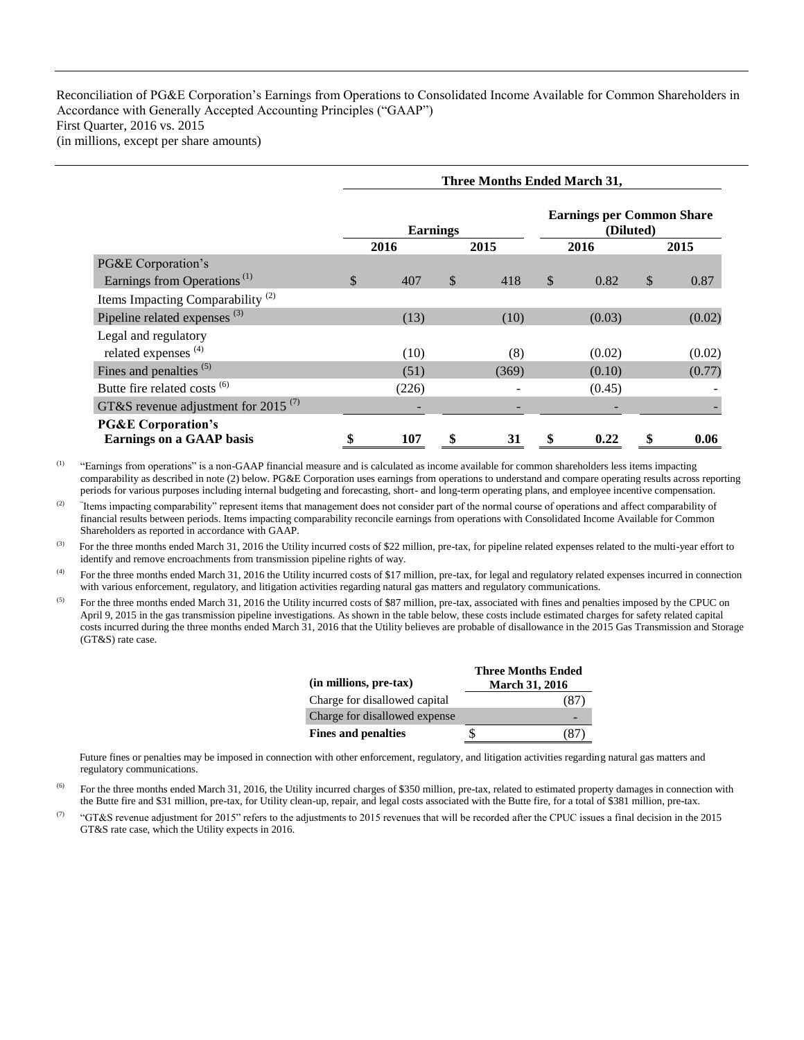Reconciliation of PG&E Corporation's Earnings from Operations to Consolidated Income Available for Common Shareholders in Accordance with Generally Accepted Accounting Principles ("GAAP")
First Quarter, 2016 vs. 2015
(in millions, except per share amounts)

| | Three Months Ended March 31, | | | |
|---|---|---|---|---|
| | Earnings | | Earnings per Common Share (Diluted) | |
| | 2016 | 2015 | 2016 | 2015 |
| PG&E Corporation's Earnings from Operations [(1)] | $ 407 | $ 418 | $ 0.82 | $ 0.87 |
| Items Impacting Comparability [(2)] | | | | |
| Pipeline related expenses [(3)] | (13) | (10) | (0.03) | (0.02) |
| Legal and regulatory related expenses [(4)] | (10) | (8) | (0.02) | (0.02) |
| Fines and penalties [(5)] | (51) | (369) | (0.10) | (0.77) |
| Butte fire related costs [(6)] | (226) | - | (0.45) | - |
| GT&S revenue adjustment for 2015 [(7)] | - | - | - | - |
| **PG&E Corporation's Earnings on a GAAP basis** | **$ 107** | **$ 31** | **$ 0.22** | **$ 0.06** |

(1) "Earnings from operations" is a non-GAAP financial measure and is calculated as income available for common shareholders less items impacting comparability as described in note (2) below. PG&E Corporation uses earnings from operations to understand and compare operating results across reporting periods for various purposes including internal budgeting and forecasting, short- and long-term operating plans, and employee incentive compensation.

(2) "Items impacting comparability" represent items that management does not consider part of the normal course of operations and affect comparability of financial results between periods. Items impacting comparability reconcile earnings from operations with Consolidated Income Available for Common Shareholders as reported in accordance with GAAP.

(3) For the three months ended March 31, 2016 the Utility incurred costs of $22 million, pre-tax, for pipeline related expenses related to the multi-year effort to identify and remove encroachments from transmission pipeline rights of way.

(4) For the three months ended March 31, 2016 the Utility incurred costs of $17 million, pre-tax, for legal and regulatory related expenses incurred in connection with various enforcement, regulatory, and litigation activities regarding natural gas matters and regulatory communications.

(5) For the three months ended March 31, 2016 the Utility incurred costs of $87 million, pre-tax, associated with fines and penalties imposed by the CPUC on April 9, 2015 in the gas transmission pipeline investigations. As shown in the table below, these costs include estimated charges for safety related capital costs incurred during the three months ended March 31, 2016 that the Utility believes are probable of disallowance in the 2015 Gas Transmission and Storage (GT&S) rate case.

| (in millions, pre-tax) | Three Months Ended March 31, 2016 |
|---|---|
| Charge for disallowed capital | (87) |
| Charge for disallowed expense | - |
| **Fines and penalties** | $ (87) |

Future fines or penalties may be imposed in connection with other enforcement, regulatory, and litigation activities regarding natural gas matters and regulatory communications.

(6) For the three months ended March 31, 2016, the Utility incurred charges of $350 million, pre-tax, related to estimated property damages in connection with the Butte fire and $31 million, pre-tax, for Utility clean-up, repair, and legal costs associated with the Butte fire, for a total of $381 million, pre-tax.

(7) "GT&S revenue adjustment for 2015" refers to the adjustments to 2015 revenues that will be recorded after the CPUC issues a final decision in the 2015 GT&S rate case, which the Utility expects in 2016.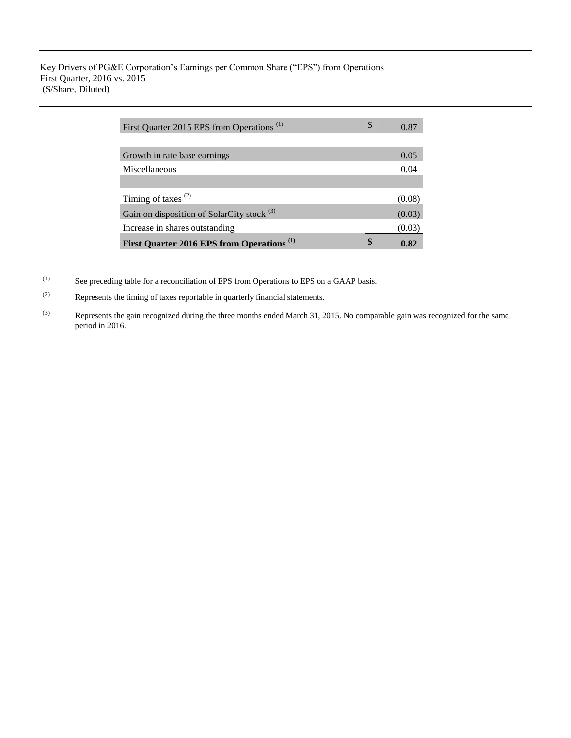Key Drivers of PG&E Corporation's Earnings per Common Share ("EPS") from Operations
First Quarter, 2016 vs. 2015
($/Share, Diluted)

| | |
|---|---|
| First Quarter 2015 EPS from Operations [1] | $ 0.87 |
| | |
| Growth in rate base earnings | 0.05 |
| Miscellaneous | 0.04 |
| | |
| Timing of taxes [2] | (0.08) |
| Gain on disposition of SolarCity stock [3] | (0.03) |
| Increase in shares outstanding | (0.03) |
| **First Quarter 2016 EPS from Operations [1]** | **$ 0.82** |

(1) See preceding table for a reconciliation of EPS from Operations to EPS on a GAAP basis.

(2) Represents the timing of taxes reportable in quarterly financial statements.

(3) Represents the gain recognized during the three months ended March 31, 2015. No comparable gain was recognized for the same period in 2016.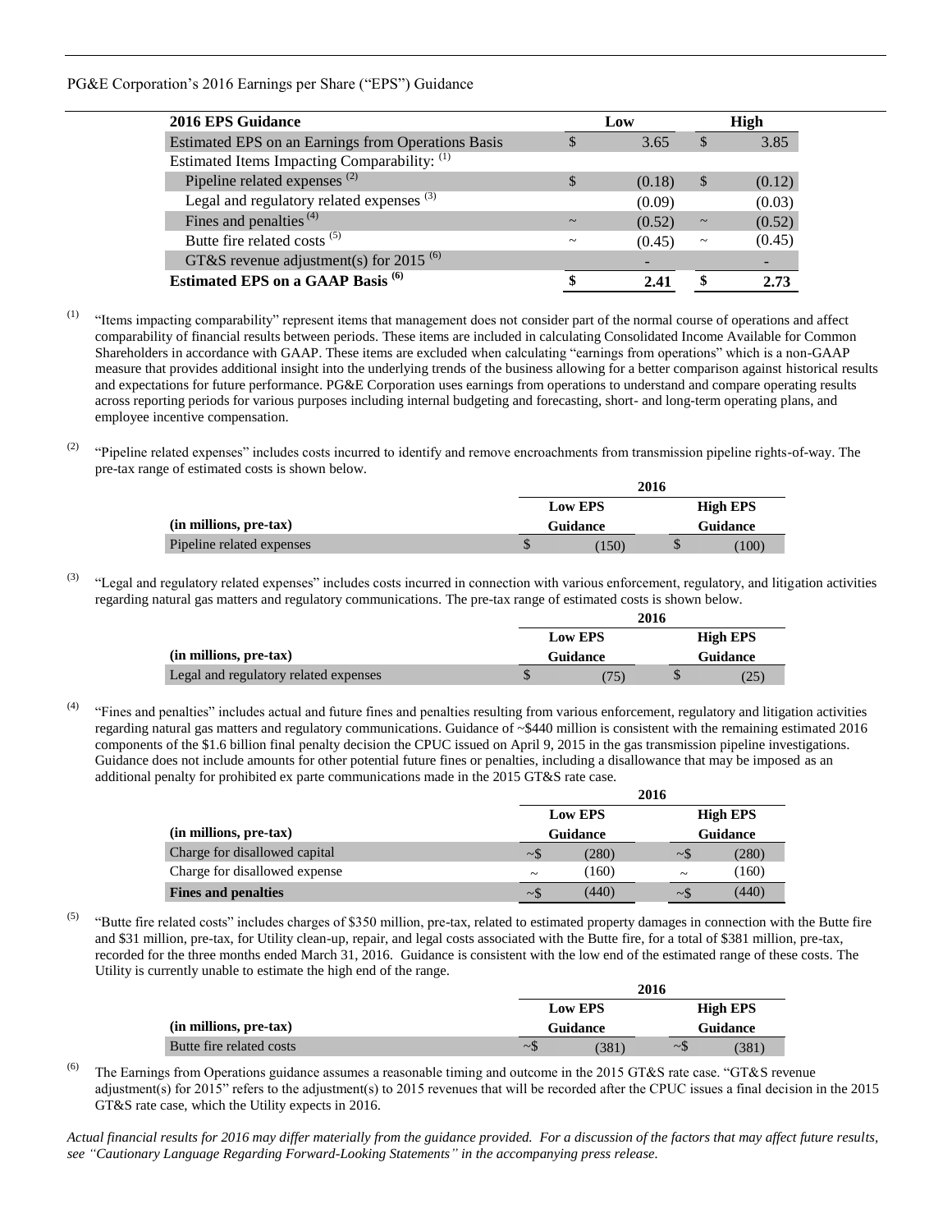PG&E Corporation's 2016 Earnings per Share ("EPS") Guidance

| 2016 EPS Guidance | Low | | High | |
|---|---|---|---|---|
| Estimated EPS on an Earnings from Operations Basis | $ | 3.65 | $ | 3.85 |
| Estimated Items Impacting Comparability: [(1)] | | | | |
| Pipeline related expenses [(2)] | $ | (0.18) | $ | (0.12) |
| Legal and regulatory related expenses [(3)] | | (0.09) | | (0.03) |
| Fines and penalties [(4)] | ~ | (0.52) | ~ | (0.52) |
| Butte fire related costs [(5)] | ~ | (0.45) | ~ | (0.45) |
| GT&S revenue adjustment(s) for 2015 [(6)] | | - | | - |
| **Estimated EPS on a GAAP Basis [(6)]** | **$** | **2.41** | **$** | **2.73** |

(1) "Items impacting comparability" represent items that management does not consider part of the normal course of operations and affect comparability of financial results between periods. These items are included in calculating Consolidated Income Available for Common Shareholders in accordance with GAAP. These items are excluded when calculating "earnings from operations" which is a non-GAAP measure that provides additional insight into the underlying trends of the business allowing for a better comparison against historical results and expectations for future performance. PG&E Corporation uses earnings from operations to understand and compare operating results across reporting periods for various purposes including internal budgeting and forecasting, short- and long-term operating plans, and employee incentive compensation.

(2) "Pipeline related expenses" includes costs incurred to identify and remove encroachments from transmission pipeline rights-of-way. The pre-tax range of estimated costs is shown below.

| | 2016 | | | |
|---|---|---|---|---|
| | Low EPS | | High EPS | |
| (in millions, pre-tax) | Guidance | | Guidance | |
| Pipeline related expenses | $ | (150) | $ | (100) |

(3) "Legal and regulatory related expenses" includes costs incurred in connection with various enforcement, regulatory, and litigation activities regarding natural gas matters and regulatory communications. The pre-tax range of estimated costs is shown below.

| | 2016 | | | |
|---|---|---|---|---|
| | Low EPS | | High EPS | |
| (in millions, pre-tax) | Guidance | | Guidance | |
| Legal and regulatory related expenses | $ | (75) | $ | (25) |

(4) "Fines and penalties" includes actual and future fines and penalties resulting from various enforcement, regulatory and litigation activities regarding natural gas matters and regulatory communications. Guidance of ~$440 million is consistent with the remaining estimated 2016 components of the $1.6 billion final penalty decision the CPUC issued on April 9, 2015 in the gas transmission pipeline investigations. Guidance does not include amounts for other potential future fines or penalties, including a disallowance that may be imposed as an additional penalty for prohibited ex parte communications made in the 2015 GT&S rate case.

| | 2016 | | | |
|---|---|---|---|---|
| | Low EPS | | High EPS | |
| (in millions, pre-tax) | Guidance | | Guidance | |
| Charge for disallowed capital | ~$ | (280) | ~$ | (280) |
| Charge for disallowed expense | ~ | (160) | ~ | (160) |
| **Fines and penalties** | ~$ | (440) | ~$ | (440) |

(5) "Butte fire related costs" includes charges of $350 million, pre-tax, related to estimated property damages in connection with the Butte fire and $31 million, pre-tax, for Utility clean-up, repair, and legal costs associated with the Butte fire, for a total of $381 million, pre-tax, recorded for the three months ended March 31, 2016. Guidance is consistent with the low end of the estimated range of these costs. The Utility is currently unable to estimate the high end of the range.

| | 2016 | | | |
|---|---|---|---|---|
| | Low EPS | | High EPS | |
| (in millions, pre-tax) | Guidance | | Guidance | |
| Butte fire related costs | ~$ | (381) | ~$ | (381) |

(6) The Earnings from Operations guidance assumes a reasonable timing and outcome in the 2015 GT&S rate case. "GT&S revenue adjustment(s) for 2015" refers to the adjustment(s) to 2015 revenues that will be recorded after the CPUC issues a final decision in the 2015 GT&S rate case, which the Utility expects in 2016.

*Actual financial results for 2016 may differ materially from the guidance provided. For a discussion of the factors that may affect future results, see "Cautionary Language Regarding Forward-Looking Statements" in the accompanying press release.*